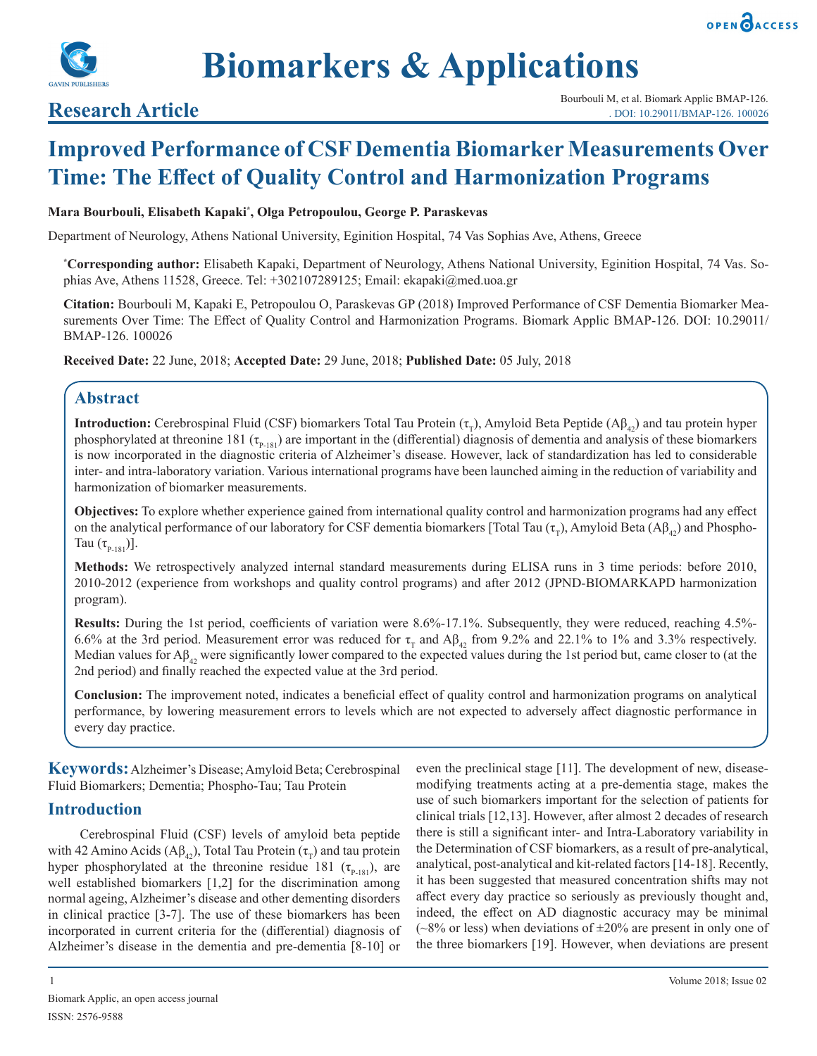Research Article

# Improved Performance of CSF Dementia Biomarker Measurements Over Time: The Effect of Quality Control and Harmonization Programs

**Mara Bourbouli, Elisabeth Kapaki*, Olga Petropoulou, George P. Paraskevas**

Department of Neurology, Athens National University, Eginition Hospital, 74 Vas Sophias Ave, Athens, Greece

***Corresponding author:** Elisabeth Kapaki, Department of Neurology, Athens National University, Eginition Hospital, 74 Vas. Sophias Ave, Athens 11528, Greece. Tel: +302107289125; Email: ekapaki@med.uoa.gr

**Citation:** Bourbouli M, Kapaki E, Petropoulou O, Paraskevas GP (2018) Improved Performance of CSF Dementia Biomarker Measurements Over Time: The Effect of Quality Control and Harmonization Programs. Biomark Applic BMAP-126. DOI: 10.29011/BMAP-126. 100026

**Received Date:** 22 June, 2018; **Accepted Date:** 29 June, 2018; **Published Date:** 05 July, 2018

## Abstract

**Introduction:** Cerebrospinal Fluid (CSF) biomarkers Total Tau Protein ($\tau_T$), Amyloid Beta Peptide ($A\beta_{42}$) and tau protein hyper phosphorylated at threonine 181 ($\tau_{P-181}$) are important in the (differential) diagnosis of dementia and analysis of these biomarkers is now incorporated in the diagnostic criteria of Alzheimer's disease. However, lack of standardization has led to considerable inter- and intra-laboratory variation. Various international programs have been launched aiming in the reduction of variability and harmonization of biomarker measurements.

**Objectives:** To explore whether experience gained from international quality control and harmonization programs had any effect on the analytical performance of our laboratory for CSF dementia biomarkers [Total Tau ($\tau_T$), Amyloid Beta ($A\beta_{42}$) and Phospho-Tau ($\tau_{P-181}$)].

**Methods:** We retrospectively analyzed internal standard measurements during ELISA runs in 3 time periods: before 2010, 2010-2012 (experience from workshops and quality control programs) and after 2012 (JPND-BIOMARKAPD harmonization program).

**Results:** During the 1st period, coefficients of variation were 8.6%-17.1%. Subsequently, they were reduced, reaching 4.5%-6.6% at the 3rd period. Measurement error was reduced for $\tau_T$ and $A\beta_{42}$ from 9.2% and 22.1% to 1% and 3.3% respectively. Median values for $A\beta_{42}$ were significantly lower compared to the expected values during the 1st period but, came closer to (at the 2nd period) and finally reached the expected value at the 3rd period.

**Conclusion:** The improvement noted, indicates a beneficial effect of quality control and harmonization programs on analytical performance, by lowering measurement errors to levels which are not expected to adversely affect diagnostic performance in every day practice.

**Keywords:** Alzheimer's Disease; Amyloid Beta; Cerebrospinal Fluid Biomarkers; Dementia; Phospho-Tau; Tau Protein

## Introduction

Cerebrospinal Fluid (CSF) levels of amyloid beta peptide with 42 Amino Acids ($A\beta_{42}$), Total Tau Protein ($\tau_T$) and tau protein hyper phosphorylated at the threonine residue 181 ($\tau_{P-181}$), are well established biomarkers [1,2] for the discrimination among normal ageing, Alzheimer's disease and other dementing disorders in clinical practice [3-7]. The use of these biomarkers has been incorporated in current criteria for the (differential) diagnosis of Alzheimer's disease in the dementia and pre-dementia [8-10] or even the preclinical stage [11]. The development of new, disease-modifying treatments acting at a pre-dementia stage, makes the use of such biomarkers important for the selection of patients for clinical trials [12,13]. However, after almost 2 decades of research there is still a significant inter- and Intra-Laboratory variability in the Determination of CSF biomarkers, as a result of pre-analytical, analytical, post-analytical and kit-related factors [14-18]. Recently, it has been suggested that measured concentration shifts may not affect every day practice so seriously as previously thought and, indeed, the effect on AD diagnostic accuracy may be minimal (~8% or less) when deviations of ±20% are present in only one of the three biomarkers [19]. However, when deviations are present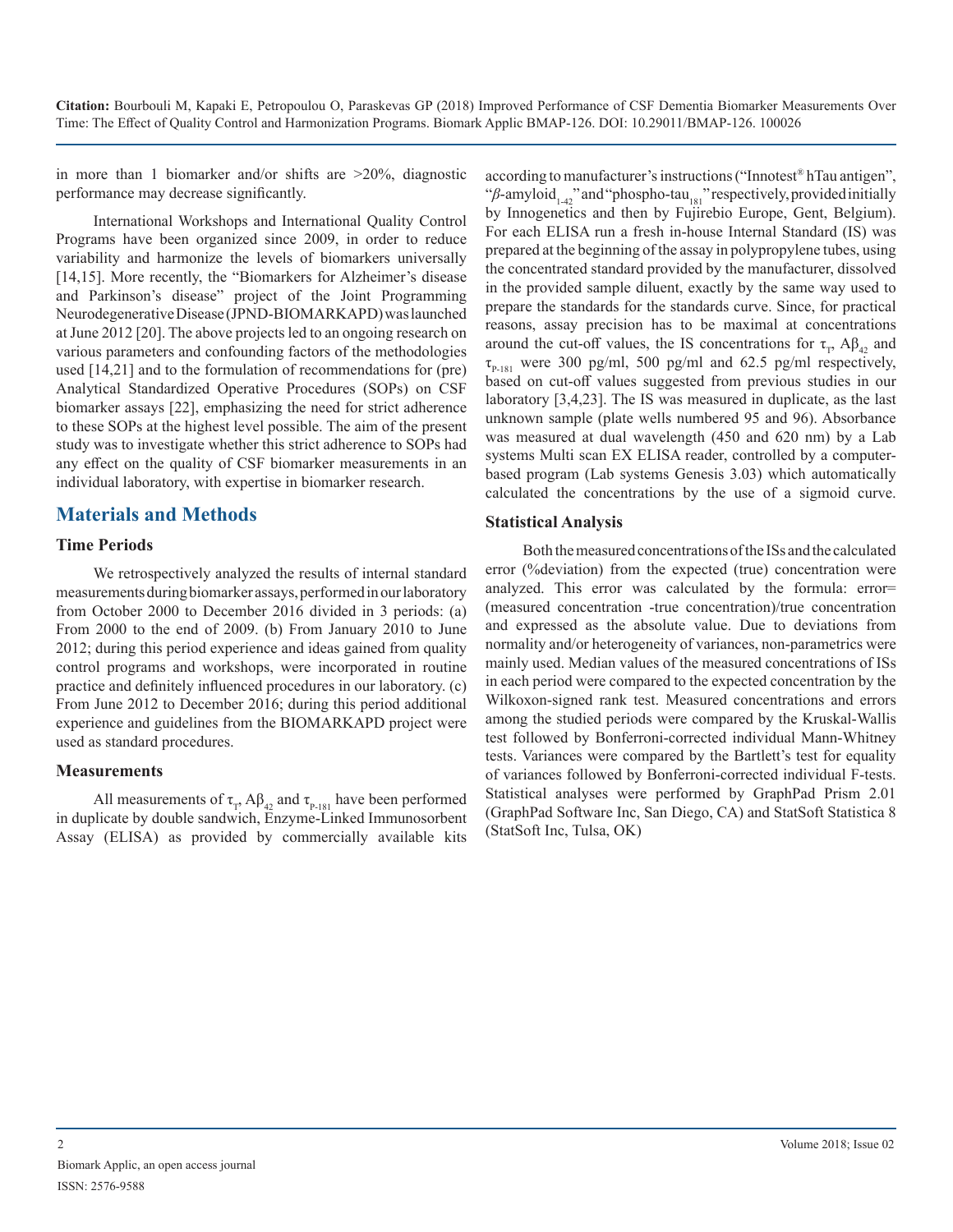in more than 1 biomarker and/or shifts are >20%, diagnostic performance may decrease significantly.

International Workshops and International Quality Control Programs have been organized since 2009, in order to reduce variability and harmonize the levels of biomarkers universally [14,15]. More recently, the "Biomarkers for Alzheimer's disease and Parkinson's disease" project of the Joint Programming Neurodegenerative Disease (JPND-BIOMARKAPD) was launched at June 2012 [20]. The above projects led to an ongoing research on various parameters and confounding factors of the methodologies used [14,21] and to the formulation of recommendations for (pre) Analytical Standardized Operative Procedures (SOPs) on CSF biomarker assays [22], emphasizing the need for strict adherence to these SOPs at the highest level possible. The aim of the present study was to investigate whether this strict adherence to SOPs had any effect on the quality of CSF biomarker measurements in an individual laboratory, with expertise in biomarker research.

## Materials and Methods

### Time Periods

We retrospectively analyzed the results of internal standard measurements during biomarker assays, performed in our laboratory from October 2000 to December 2016 divided in 3 periods: (a) From 2000 to the end of 2009. (b) From January 2010 to June 2012; during this period experience and ideas gained from quality control programs and workshops, were incorporated in routine practice and definitely influenced procedures in our laboratory. (c) From June 2012 to December 2016; during this period additional experience and guidelines from the BIOMARKAPD project were used as standard procedures.

### Measurements

All measurements of $\tau_T$, $A\beta_{42}$ and $\tau_{P-181}$ have been performed in duplicate by double sandwich, Enzyme-Linked Immunosorbent Assay (ELISA) as provided by commercially available kits according to manufacturer's instructions ("Innotest® hTau antigen", "*β*-amyloid$_{1-42}$" and "phospho-tau$_{181}$" respectively, provided initially by Innogenetics and then by Fujirebio Europe, Gent, Belgium). For each ELISA run a fresh in-house Internal Standard (IS) was prepared at the beginning of the assay in polypropylene tubes, using the concentrated standard provided by the manufacturer, dissolved in the provided sample diluent, exactly by the same way used to prepare the standards for the standards curve. Since, for practical reasons, assay precision has to be maximal at concentrations around the cut-off values, the IS concentrations for $\tau_T$, $A\beta_{42}$ and $\tau_{P-181}$ were 300 pg/ml, 500 pg/ml and 62.5 pg/ml respectively, based on cut-off values suggested from previous studies in our laboratory [3,4,23]. The IS was measured in duplicate, as the last unknown sample (plate wells numbered 95 and 96). Absorbance was measured at dual wavelength (450 and 620 nm) by a Lab systems Multi scan EX ELISA reader, controlled by a computer-based program (Lab systems Genesis 3.03) which automatically calculated the concentrations by the use of a sigmoid curve.

### Statistical Analysis

Both the measured concentrations of the ISs and the calculated error (%deviation) from the expected (true) concentration were analyzed. This error was calculated by the formula: error= (measured concentration -true concentration)/true concentration and expressed as the absolute value. Due to deviations from normality and/or heterogeneity of variances, non-parametrics were mainly used. Median values of the measured concentrations of ISs in each period were compared to the expected concentration by the Wilkoxon-signed rank test. Measured concentrations and errors among the studied periods were compared by the Kruskal-Wallis test followed by Bonferroni-corrected individual Mann-Whitney tests. Variances were compared by the Bartlett's test for equality of variances followed by Bonferroni-corrected individual F-tests. Statistical analyses were performed by GraphPad Prism 2.01 (GraphPad Software Inc, San Diego, CA) and StatSoft Statistica 8 (StatSoft Inc, Tulsa, OK)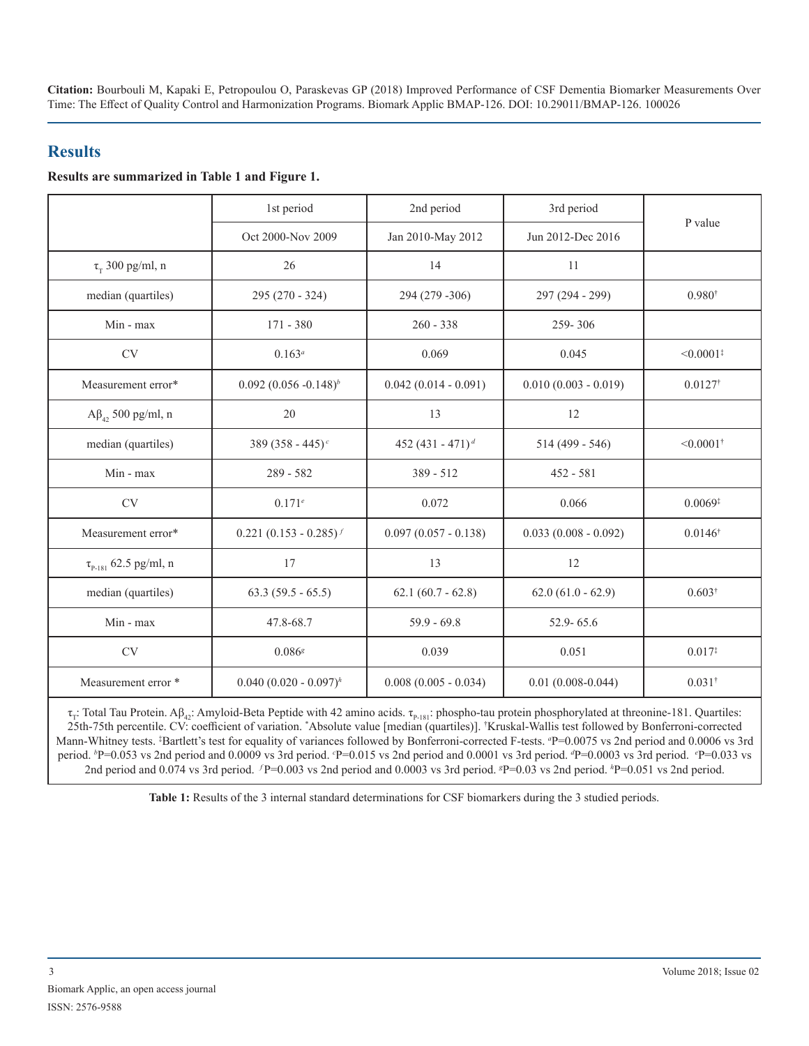## Results

**Results are summarized in Table 1 and Figure 1.**

| | 1st period | 2nd period | 3rd period | P value |
|---|---|---|---|---|
| | Oct 2000-Nov 2009 | Jan 2010-May 2012 | Jun 2012-Dec 2016 | |
| $\tau_T$ 300 pg/ml, n | 26 | 14 | 11 | |
| median (quartiles) | 295 (270 - 324) | 294 (279 -306) | 297 (294 - 299) | 0.980[†] |
| Min - max | 171 - 380 | 260 - 338 | 259- 306 | |
| CV | 0.163[a] | 0.069 | 0.045 | <0.0001[‡] |
| Measurement error* | 0.092 (0.056 -0.148)[b] | 0.042 (0.014 - 0.091) | 0.010 (0.003 - 0.019) | 0.0127[†] |
| $A\beta_{42}$ 500 pg/ml, n | 20 | 13 | 12 | |
| median (quartiles) | 389 (358 - 445)[c] | 452 (431 - 471)[d] | 514 (499 - 546) | <0.0001[†] |
| Min - max | 289 - 582 | 389 - 512 | 452 - 581 | |
| CV | 0.171[e] | 0.072 | 0.066 | 0.0069[‡] |
| Measurement error* | 0.221 (0.153 - 0.285)[f] | 0.097 (0.057 - 0.138) | 0.033 (0.008 - 0.092) | 0.0146[†] |
| $\tau_{P-181}$ 62.5 pg/ml, n | 17 | 13 | 12 | |
| median (quartiles) | 63.3 (59.5 - 65.5) | 62.1 (60.7 - 62.8) | 62.0 (61.0 - 62.9) | 0.603[†] |
| Min - max | 47.8-68.7 | 59.9 - 69.8 | 52.9- 65.6 | |
| CV | 0.086[g] | 0.039 | 0.051 | 0.017[‡] |
| Measurement error * | 0.040 (0.020 - 0.097)[h] | 0.008 (0.005 - 0.034) | 0.01 (0.008-0.044) | 0.031[†] |

$\tau_T$: Total Tau Protein. $A\beta_{42}$: Amyloid-Beta Peptide with 42 amino acids. $\tau_{P-181}$: phospho-tau protein phosphorylated at threonine-181. Quartiles: 25th-75th percentile. CV: coefficient of variation. [*]Absolute value [median (quartiles)]. [†]Kruskal-Wallis test followed by Bonferroni-corrected Mann-Whitney tests. [‡]Bartlett's test for equality of variances followed by Bonferroni-corrected F-tests. [a]P=0.0075 vs 2nd period and 0.0006 vs 3rd period. [b]P=0.053 vs 2nd period and 0.0009 vs 3rd period. [c]P=0.015 vs 2nd period and 0.0001 vs 3rd period. [d]P=0.0003 vs 3rd period. [e]P=0.033 vs 2nd period and 0.074 vs 3rd period. [f]P=0.003 vs 2nd period and 0.0003 vs 3rd period. [g]P=0.03 vs 2nd period. [h]P=0.051 vs 2nd period.

**Table 1:** Results of the 3 internal standard determinations for CSF biomarkers during the 3 studied periods.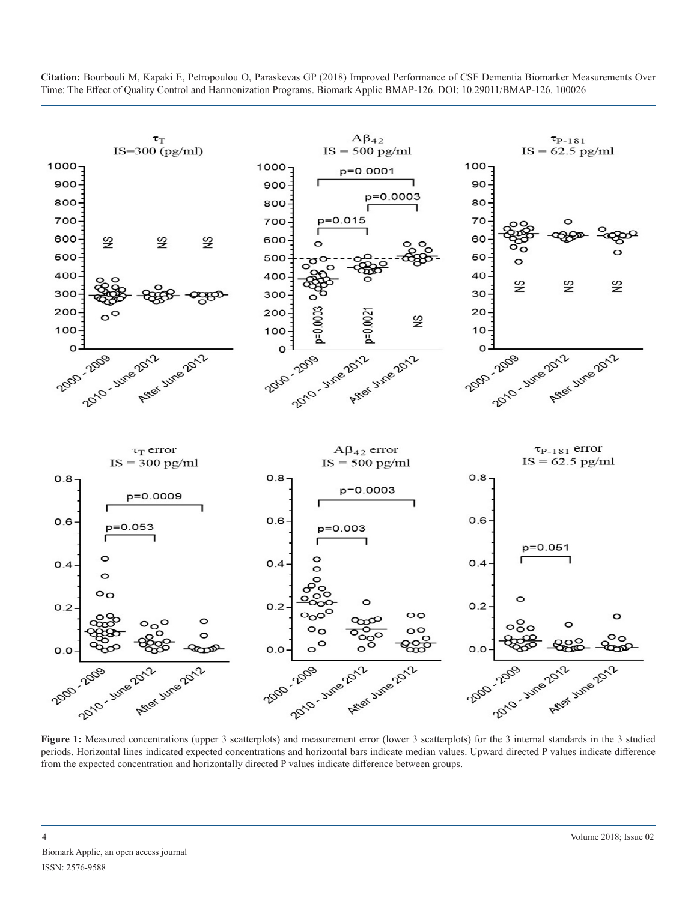**Figure 1:** Measured concentrations (upper 3 scatterplots) and measurement error (lower 3 scatterplots) for the 3 internal standards in the 3 studied periods. Horizontal lines indicated expected concentrations and horizontal bars indicate median values. Upward directed P values indicate difference from the expected concentration and horizontally directed P values indicate difference between groups.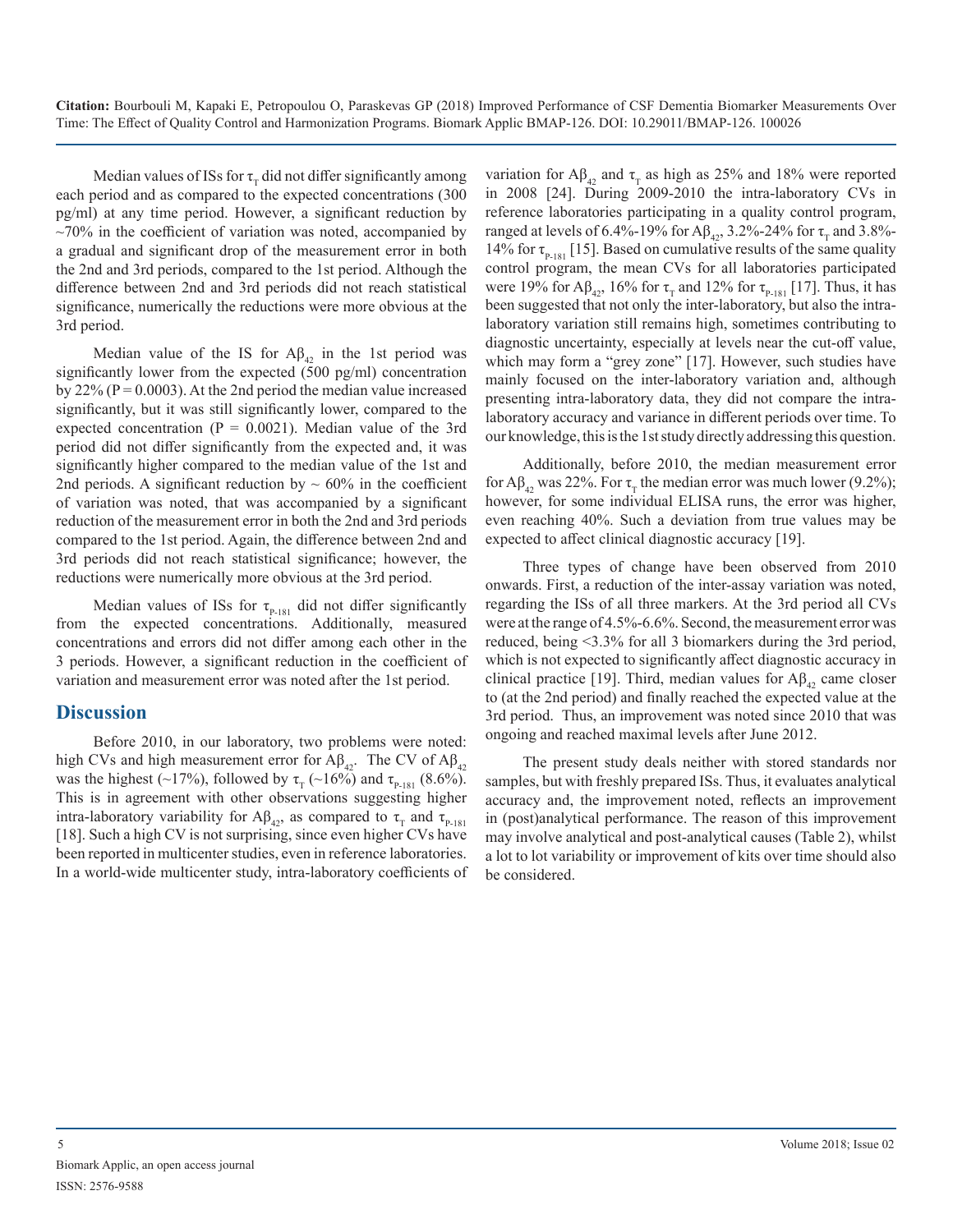Median values of ISs for $\tau_T$ did not differ significantly among each period and as compared to the expected concentrations (300 pg/ml) at any time period. However, a significant reduction by ~70% in the coefficient of variation was noted, accompanied by a gradual and significant drop of the measurement error in both the 2nd and 3rd periods, compared to the 1st period. Although the difference between 2nd and 3rd periods did not reach statistical significance, numerically the reductions were more obvious at the 3rd period.

Median value of the IS for $A\beta_{42}$ in the 1st period was significantly lower from the expected (500 pg/ml) concentration by 22% ($P = 0.0003$). At the 2nd period the median value increased significantly, but it was still significantly lower, compared to the expected concentration ($P = 0.0021$). Median value of the 3rd period did not differ significantly from the expected and, it was significantly higher compared to the median value of the 1st and 2nd periods. A significant reduction by ~ 60% in the coefficient of variation was noted, that was accompanied by a significant reduction of the measurement error in both the 2nd and 3rd periods compared to the 1st period. Again, the difference between 2nd and 3rd periods did not reach statistical significance; however, the reductions were numerically more obvious at the 3rd period.

Median values of ISs for $\tau_{P\text{-}181}$ did not differ significantly from the expected concentrations. Additionally, measured concentrations and errors did not differ among each other in the 3 periods. However, a significant reduction in the coefficient of variation and measurement error was noted after the 1st period.

## Discussion

Before 2010, in our laboratory, two problems were noted: high CVs and high measurement error for $A\beta_{42}$. The CV of $A\beta_{42}$ was the highest (~17%), followed by $\tau_T$ (~16%) and $\tau_{P\text{-}181}$ (8.6%). This is in agreement with other observations suggesting higher intra-laboratory variability for $A\beta_{42}$, as compared to $\tau_T$ and $\tau_{P\text{-}181}$ [18]. Such a high CV is not surprising, since even higher CVs have been reported in multicenter studies, even in reference laboratories. In a world-wide multicenter study, intra-laboratory coefficients of variation for $A\beta_{42}$ and $\tau_T$ as high as 25% and 18% were reported in 2008 [24]. During 2009-2010 the intra-laboratory CVs in reference laboratories participating in a quality control program, ranged at levels of 6.4%-19% for $A\beta_{42}$, 3.2%-24% for $\tau_T$ and 3.8%-14% for $\tau_{P\text{-}181}$ [15]. Based on cumulative results of the same quality control program, the mean CVs for all laboratories participated were 19% for $A\beta_{42}$, 16% for $\tau_T$ and 12% for $\tau_{P\text{-}181}$ [17]. Thus, it has been suggested that not only the inter-laboratory, but also the intra-laboratory variation still remains high, sometimes contributing to diagnostic uncertainty, especially at levels near the cut-off value, which may form a "grey zone" [17]. However, such studies have mainly focused on the inter-laboratory variation and, although presenting intra-laboratory data, they did not compare the intra-laboratory accuracy and variance in different periods over time. To our knowledge, this is the 1st study directly addressing this question.

Additionally, before 2010, the median measurement error for $A\beta_{42}$ was 22%. For $\tau_T$ the median error was much lower (9.2%); however, for some individual ELISA runs, the error was higher, even reaching 40%. Such a deviation from true values may be expected to affect clinical diagnostic accuracy [19].

Three types of change have been observed from 2010 onwards. First, a reduction of the inter-assay variation was noted, regarding the ISs of all three markers. At the 3rd period all CVs were at the range of 4.5%-6.6%. Second, the measurement error was reduced, being <3.3% for all 3 biomarkers during the 3rd period, which is not expected to significantly affect diagnostic accuracy in clinical practice [19]. Third, median values for $A\beta_{42}$ came closer to (at the 2nd period) and finally reached the expected value at the 3rd period. Thus, an improvement was noted since 2010 that was ongoing and reached maximal levels after June 2012.

The present study deals neither with stored standards nor samples, but with freshly prepared ISs. Thus, it evaluates analytical accuracy and, the improvement noted, reflects an improvement in (post)analytical performance. The reason of this improvement may involve analytical and post-analytical causes (Table 2), whilst a lot to lot variability or improvement of kits over time should also be considered.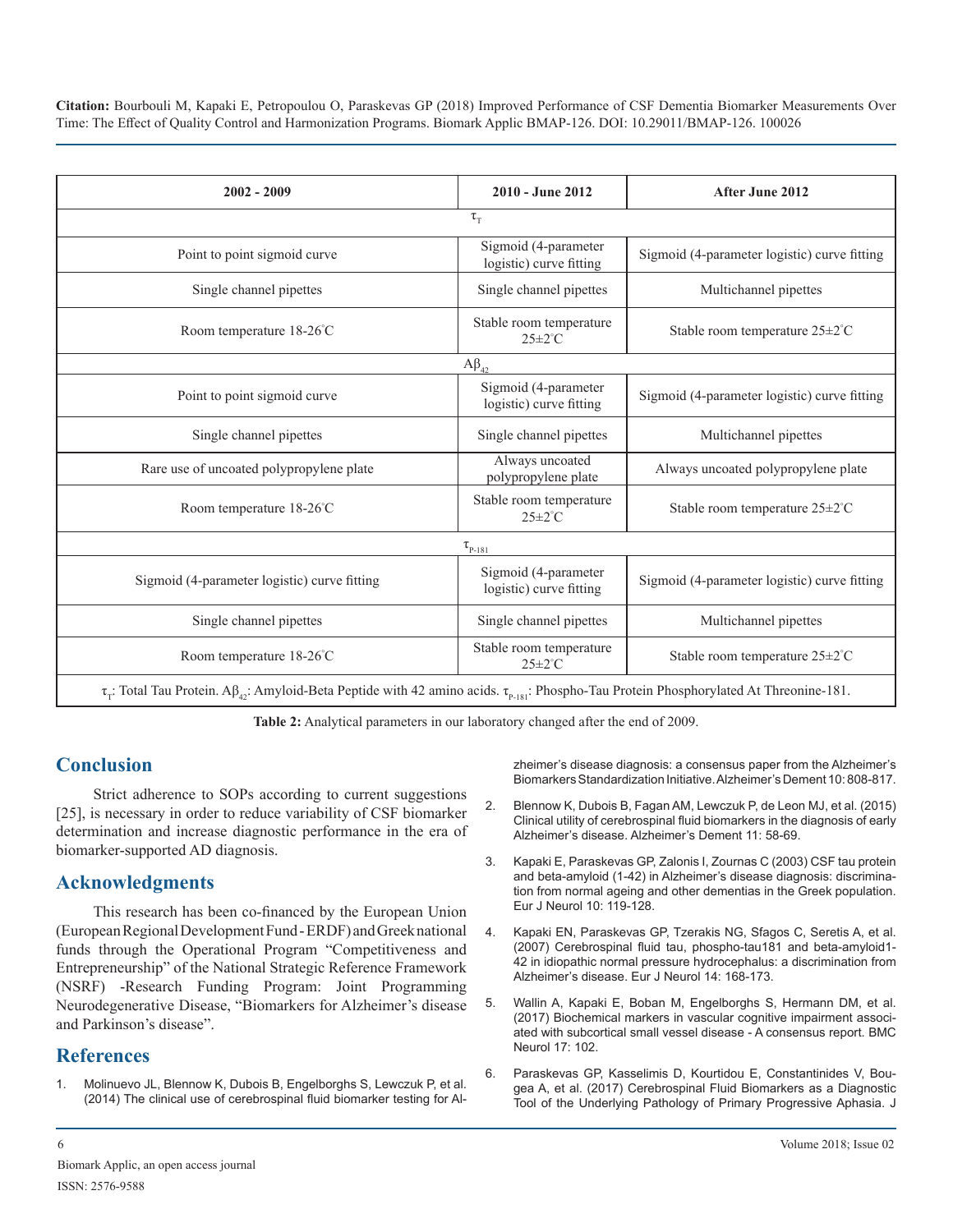| 2002 - 2009 | 2010 - June 2012 | After June 2012 |
|---|---|---|
| $\tau_T$ | | |
| Point to point sigmoid curve | Sigmoid (4-parameter logistic) curve fitting | Sigmoid (4-parameter logistic) curve fitting |
| Single channel pipettes | Single channel pipettes | Multichannel pipettes |
| Room temperature 18-26°C | Stable room temperature 25±2°C | Stable room temperature 25±2°C |
| $A\beta_{42}$ | | |
| Point to point sigmoid curve | Sigmoid (4-parameter logistic) curve fitting | Sigmoid (4-parameter logistic) curve fitting |
| Single channel pipettes | Single channel pipettes | Multichannel pipettes |
| Rare use of uncoated polypropylene plate | Always uncoated polypropylene plate | Always uncoated polypropylene plate |
| Room temperature 18-26°C | Stable room temperature 25±2°C | Stable room temperature 25±2°C |
| $\tau_{P-181}$ | | |
| Sigmoid (4-parameter logistic) curve fitting | Sigmoid (4-parameter logistic) curve fitting | Sigmoid (4-parameter logistic) curve fitting |
| Single channel pipettes | Single channel pipettes | Multichannel pipettes |
| Room temperature 18-26°C | Stable room temperature 25±2°C | Stable room temperature 25±2°C |

$\tau_T$: Total Tau Protein. $A\beta_{42}$: Amyloid-Beta Peptide with 42 amino acids. $\tau_{P-181}$: Phospho-Tau Protein Phosphorylated At Threonine-181.

**Table 2:** Analytical parameters in our laboratory changed after the end of 2009.

## Conclusion

Strict adherence to SOPs according to current suggestions [25], is necessary in order to reduce variability of CSF biomarker determination and increase diagnostic performance in the era of biomarker-supported AD diagnosis.

## Acknowledgments

This research has been co-financed by the European Union (European Regional Development Fund - ERDF) and Greek national funds through the Operational Program "Competitiveness and Entrepreneurship" of the National Strategic Reference Framework (NSRF) -Research Funding Program: Joint Programming Neurodegenerative Disease, "Biomarkers for Alzheimer's disease and Parkinson's disease".

## References

1. Molinuevo JL, Blennow K, Dubois B, Engelborghs S, Lewczuk P, et al. (2014) The clinical use of cerebrospinal fluid biomarker testing for Alzheimer's disease diagnosis: a consensus paper from the Alzheimer's Biomarkers Standardization Initiative. Alzheimer's Dement 10: 808-817.
2. Blennow K, Dubois B, Fagan AM, Lewczuk P, de Leon MJ, et al. (2015) Clinical utility of cerebrospinal fluid biomarkers in the diagnosis of early Alzheimer's disease. Alzheimer's Dement 11: 58-69.
3. Kapaki E, Paraskevas GP, Zalonis I, Zournas C (2003) CSF tau protein and beta-amyloid (1-42) in Alzheimer's disease diagnosis: discrimination from normal ageing and other dementias in the Greek population. Eur J Neurol 10: 119-128.
4. Kapaki EN, Paraskevas GP, Tzerakis NG, Sfagos C, Seretis A, et al. (2007) Cerebrospinal fluid tau, phospho-tau181 and beta-amyloid1-42 in idiopathic normal pressure hydrocephalus: a discrimination from Alzheimer's disease. Eur J Neurol 14: 168-173.
5. Wallin A, Kapaki E, Boban M, Engelborghs S, Hermann DM, et al. (2017) Biochemical markers in vascular cognitive impairment associated with subcortical small vessel disease - A consensus report. BMC Neurol 17: 102.
6. Paraskevas GP, Kasselimis D, Kourtidou E, Constantinides V, Bougea A, et al. (2017) Cerebrospinal Fluid Biomarkers as a Diagnostic Tool of the Underlying Pathology of Primary Progressive Aphasia. J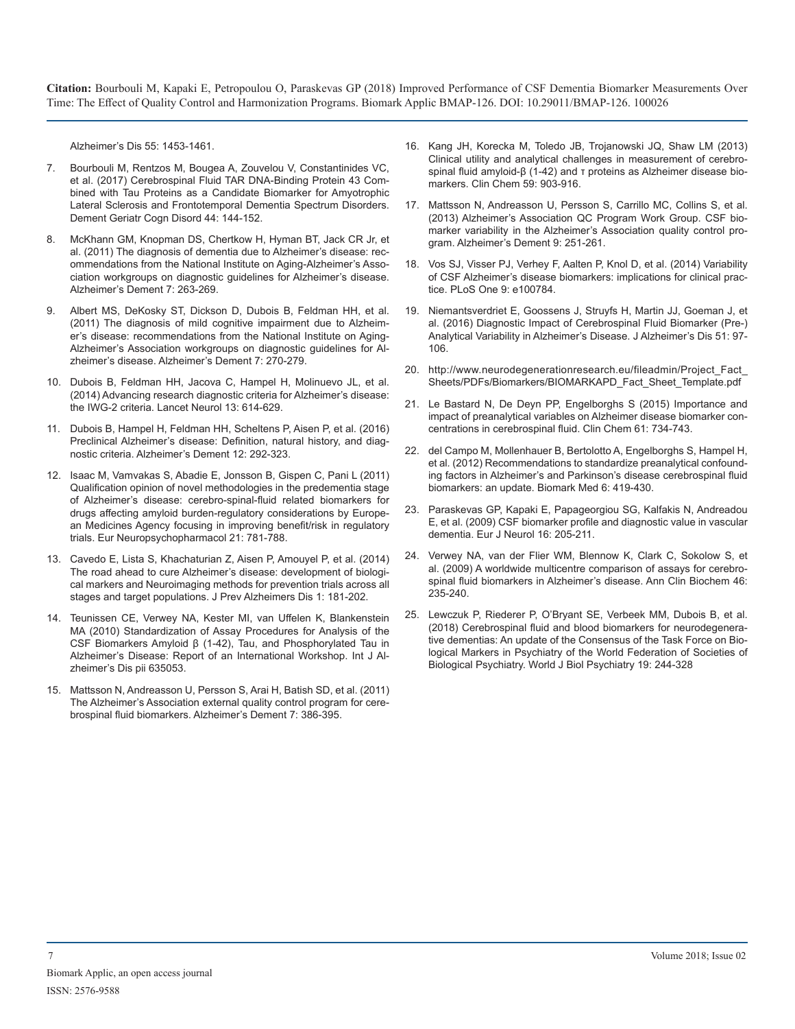Alzheimer's Dis 55: 1453-1461.

7. Bourbouli M, Rentzos M, Bougea A, Zouvelou V, Constantinides VC, et al. (2017) Cerebrospinal Fluid TAR DNA-Binding Protein 43 Combined with Tau Proteins as a Candidate Biomarker for Amyotrophic Lateral Sclerosis and Frontotemporal Dementia Spectrum Disorders. Dement Geriatr Cogn Disord 44: 144-152.

8. McKhann GM, Knopman DS, Chertkow H, Hyman BT, Jack CR Jr, et al. (2011) The diagnosis of dementia due to Alzheimer's disease: recommendations from the National Institute on Aging-Alzheimer's Association workgroups on diagnostic guidelines for Alzheimer's disease. Alzheimer's Dement 7: 263-269.

9. Albert MS, DeKosky ST, Dickson D, Dubois B, Feldman HH, et al. (2011) The diagnosis of mild cognitive impairment due to Alzheimer's disease: recommendations from the National Institute on Aging-Alzheimer's Association workgroups on diagnostic guidelines for Alzheimer's disease. Alzheimer's Dement 7: 270-279.

10. Dubois B, Feldman HH, Jacova C, Hampel H, Molinuevo JL, et al. (2014) Advancing research diagnostic criteria for Alzheimer's disease: the IWG-2 criteria. Lancet Neurol 13: 614-629.

11. Dubois B, Hampel H, Feldman HH, Scheltens P, Aisen P, et al. (2016) Preclinical Alzheimer's disease: Definition, natural history, and diagnostic criteria. Alzheimer's Dement 12: 292-323.

12. Isaac M, Vamvakas S, Abadie E, Jonsson B, Gispen C, Pani L (2011) Qualification opinion of novel methodologies in the predementia stage of Alzheimer's disease: cerebro-spinal-fluid related biomarkers for drugs affecting amyloid burden-regulatory considerations by European Medicines Agency focusing in improving benefit/risk in regulatory trials. Eur Neuropsychopharmacol 21: 781-788.

13. Cavedo E, Lista S, Khachaturian Z, Aisen P, Amouyel P, et al. (2014) The road ahead to cure Alzheimer's disease: development of biological markers and Neuroimaging methods for prevention trials across all stages and target populations. J Prev Alzheimers Dis 1: 181-202.

14. Teunissen CE, Verwey NA, Kester MI, van Uffelen K, Blankenstein MA (2010) Standardization of Assay Procedures for Analysis of the CSF Biomarkers Amyloid β (1-42), Tau, and Phosphorylated Tau in Alzheimer's Disease: Report of an International Workshop. Int J Alzheimer's Dis pii 635053.

15. Mattsson N, Andreasson U, Persson S, Arai H, Batish SD, et al. (2011) The Alzheimer's Association external quality control program for cerebrospinal fluid biomarkers. Alzheimer's Dement 7: 386-395.

16. Kang JH, Korecka M, Toledo JB, Trojanowski JQ, Shaw LM (2013) Clinical utility and analytical challenges in measurement of cerebrospinal fluid amyloid-β (1-42) and τ proteins as Alzheimer disease biomarkers. Clin Chem 59: 903-916.

17. Mattsson N, Andreasson U, Persson S, Carrillo MC, Collins S, et al. (2013) Alzheimer's Association QC Program Work Group. CSF biomarker variability in the Alzheimer's Association quality control program. Alzheimer's Dement 9: 251-261.

18. Vos SJ, Visser PJ, Verhey F, Aalten P, Knol D, et al. (2014) Variability of CSF Alzheimer's disease biomarkers: implications for clinical practice. PLoS One 9: e100784.

19. Niemantsverdriet E, Goossens J, Struyfs H, Martin JJ, Goeman J, et al. (2016) Diagnostic Impact of Cerebrospinal Fluid Biomarker (Pre-) Analytical Variability in Alzheimer's Disease. J Alzheimer's Dis 51: 97-106.

20. http://www.neurodegenerationresearch.eu/fileadmin/Project_Fact_Sheets/PDFs/Biomarkers/BIOMARKAPD_Fact_Sheet_Template.pdf

21. Le Bastard N, De Deyn PP, Engelborghs S (2015) Importance and impact of preanalytical variables on Alzheimer disease biomarker concentrations in cerebrospinal fluid. Clin Chem 61: 734-743.

22. del Campo M, Mollenhauer B, Bertolotto A, Engelborghs S, Hampel H, et al. (2012) Recommendations to standardize preanalytical confounding factors in Alzheimer's and Parkinson's disease cerebrospinal fluid biomarkers: an update. Biomark Med 6: 419-430.

23. Paraskevas GP, Kapaki E, Papageorgiou SG, Kalfakis N, Andreadou E, et al. (2009) CSF biomarker profile and diagnostic value in vascular dementia. Eur J Neurol 16: 205-211.

24. Verwey NA, van der Flier WM, Blennow K, Clark C, Sokolow S, et al. (2009) A worldwide multicentre comparison of assays for cerebrospinal fluid biomarkers in Alzheimer's disease. Ann Clin Biochem 46: 235-240.

25. Lewczuk P, Riederer P, O'Bryant SE, Verbeek MM, Dubois B, et al. (2018) Cerebrospinal fluid and blood biomarkers for neurodegenerative dementias: An update of the Consensus of the Task Force on Biological Markers in Psychiatry of the World Federation of Societies of Biological Psychiatry. World J Biol Psychiatry 19: 244-328